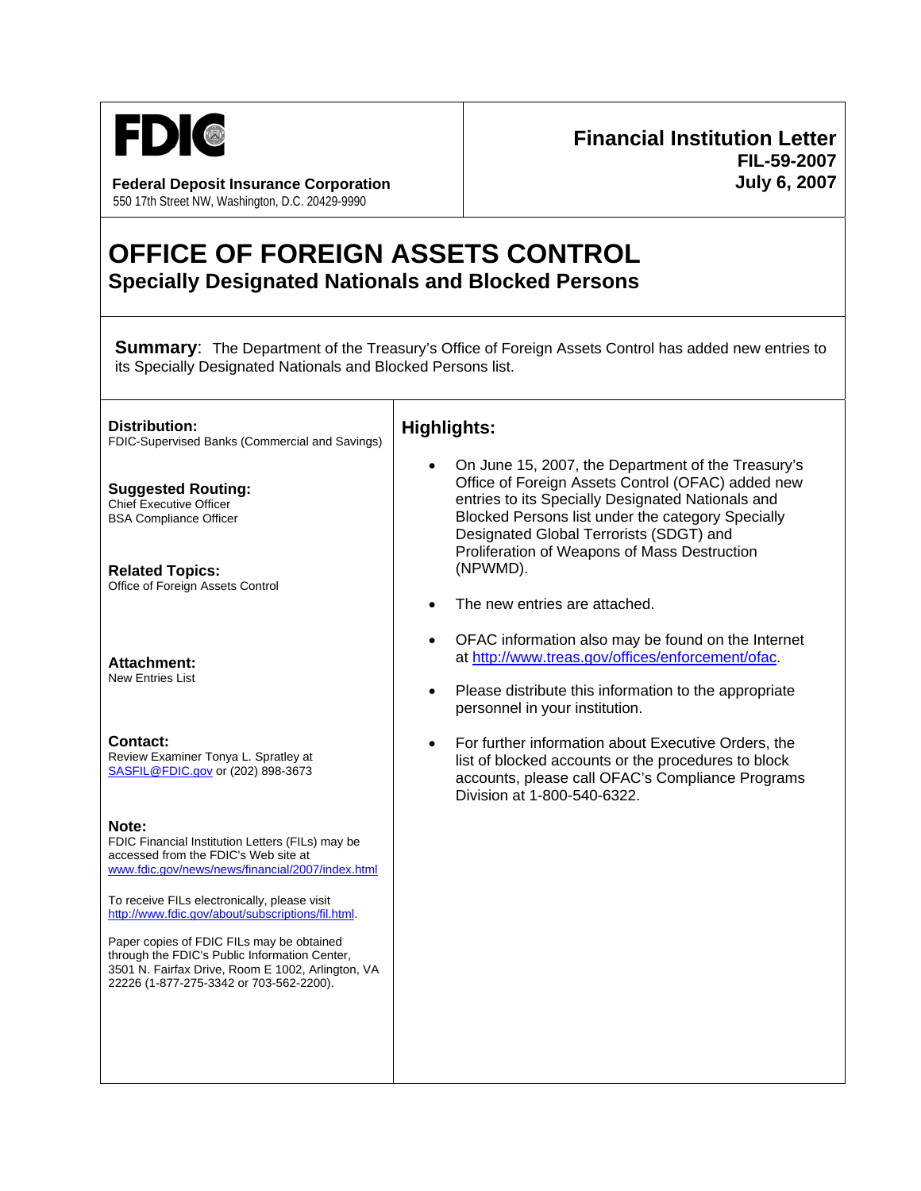**FDIC**

**Federal Deposit Insurance Corporation**
550 17th Street NW, Washington, D.C. 20429-9990

**Financial Institution Letter**
**FIL-59-2007**
**July 6, 2007**

# OFFICE OF FOREIGN ASSETS CONTROL

## Specially Designated Nationals and Blocked Persons

**Summary**: The Department of the Treasury's Office of Foreign Assets Control has added new entries to its Specially Designated Nationals and Blocked Persons list.

**Distribution:**
FDIC-Supervised Banks (Commercial and Savings)

**Suggested Routing:**
Chief Executive Officer
BSA Compliance Officer

**Related Topics:**
Office of Foreign Assets Control

**Attachment:**
New Entries List

**Contact:**
Review Examiner Tonya L. Spratley at SASFIL@FDIC.gov or (202) 898-3673

**Note:**
FDIC Financial Institution Letters (FILs) may be accessed from the FDIC's Web site at www.fdic.gov/news/news/financial/2007/index.html

To receive FILs electronically, please visit http://www.fdic.gov/about/subscriptions/fil.html.

Paper copies of FDIC FILs may be obtained through the FDIC's Public Information Center, 3501 N. Fairfax Drive, Room E 1002, Arlington, VA 22226 (1-877-275-3342 or 703-562-2200).

### Highlights:

- On June 15, 2007, the Department of the Treasury's Office of Foreign Assets Control (OFAC) added new entries to its Specially Designated Nationals and Blocked Persons list under the category Specially Designated Global Terrorists (SDGT) and Proliferation of Weapons of Mass Destruction (NPWMD).
- The new entries are attached.
- OFAC information also may be found on the Internet at http://www.treas.gov/offices/enforcement/ofac.
- Please distribute this information to the appropriate personnel in your institution.
- For further information about Executive Orders, the list of blocked accounts or the procedures to block accounts, please call OFAC's Compliance Programs Division at 1-800-540-6322.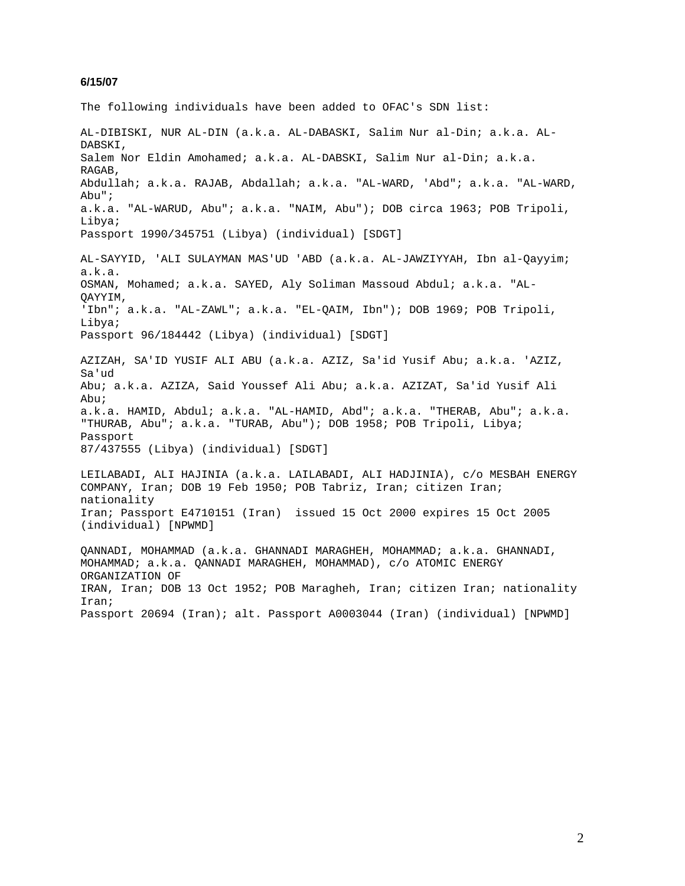**6/15/07**

The following individuals have been added to OFAC's SDN list:

AL-DIBISKI, NUR AL-DIN (a.k.a. AL-DABASKI, Salim Nur al-Din; a.k.a. AL-DABSKI, Salem Nor Eldin Amohamed; a.k.a. AL-DABSKI, Salim Nur al-Din; a.k.a. RAGAB, Abdullah; a.k.a. RAJAB, Abdallah; a.k.a. "AL-WARD, 'Abd"; a.k.a. "AL-WARD, Abu"; a.k.a. "AL-WARUD, Abu"; a.k.a. "NAIM, Abu"); DOB circa 1963; POB Tripoli, Libya; Passport 1990/345751 (Libya) (individual) [SDGT]

AL-SAYYID, 'ALI SULAYMAN MAS'UD 'ABD (a.k.a. AL-JAWZIYYAH, Ibn al-Qayyim; a.k.a. OSMAN, Mohamed; a.k.a. SAYED, Aly Soliman Massoud Abdul; a.k.a. "AL-QAYYIM, 'Ibn"; a.k.a. "AL-ZAWL"; a.k.a. "EL-QAIM, Ibn"); DOB 1969; POB Tripoli, Libya; Passport 96/184442 (Libya) (individual) [SDGT]

AZIZAH, SA'ID YUSIF ALI ABU (a.k.a. AZIZ, Sa'id Yusif Abu; a.k.a. 'AZIZ, Sa'ud Abu; a.k.a. AZIZA, Said Youssef Ali Abu; a.k.a. AZIZAT, Sa'id Yusif Ali Abu; a.k.a. HAMID, Abdul; a.k.a. "AL-HAMID, Abd"; a.k.a. "THERAB, Abu"; a.k.a. "THURAB, Abu"; a.k.a. "TURAB, Abu"); DOB 1958; POB Tripoli, Libya; Passport 87/437555 (Libya) (individual) [SDGT]

LEILABADI, ALI HAJINIA (a.k.a. LAILABADI, ALI HADJINIA), c/o MESBAH ENERGY COMPANY, Iran; DOB 19 Feb 1950; POB Tabriz, Iran; citizen Iran; nationality Iran; Passport E4710151 (Iran) issued 15 Oct 2000 expires 15 Oct 2005 (individual) [NPWMD]

QANNADI, MOHAMMAD (a.k.a. GHANNADI MARAGHEH, MOHAMMAD; a.k.a. GHANNADI, MOHAMMAD; a.k.a. QANNADI MARAGHEH, MOHAMMAD), c/o ATOMIC ENERGY ORGANIZATION OF IRAN, Iran; DOB 13 Oct 1952; POB Maragheh, Iran; citizen Iran; nationality Iran; Passport 20694 (Iran); alt. Passport A0003044 (Iran) (individual) [NPWMD]